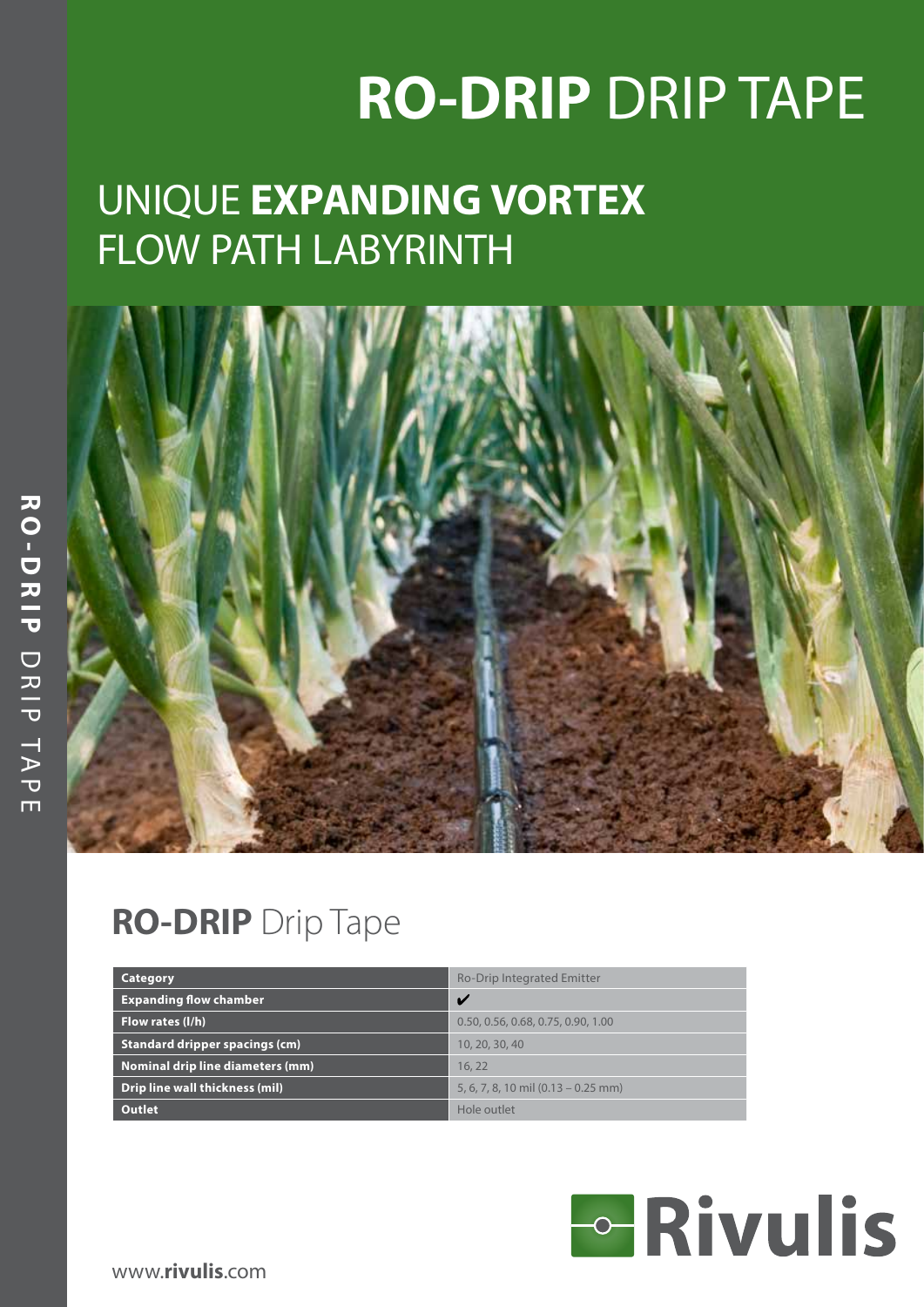# **RO-DRIP** DRIP TAPE

## UNIQUE **EXPANDING VORTEX** FLOW PATH LABYRINTH

## **RO-DRIP** Drip Tape

| Category | Ro-Drip Integrated Emitter |
|---|---|
| Expanding flow chamber | ✔ |
| Flow rates (l/h) | 0.50, 0.56, 0.68, 0.75, 0.90, 1.00 |
| Standard dripper spacings (cm) | 10, 20, 30, 40 |
| Nominal drip line diameters (mm) | 16, 22 |
| Drip line wall thickness (mil) | 5, 6, 7, 8, 10 mil (0.13 – 0.25 mm) |
| Outlet | Hole outlet |

Rivulis

www.**rivulis**.com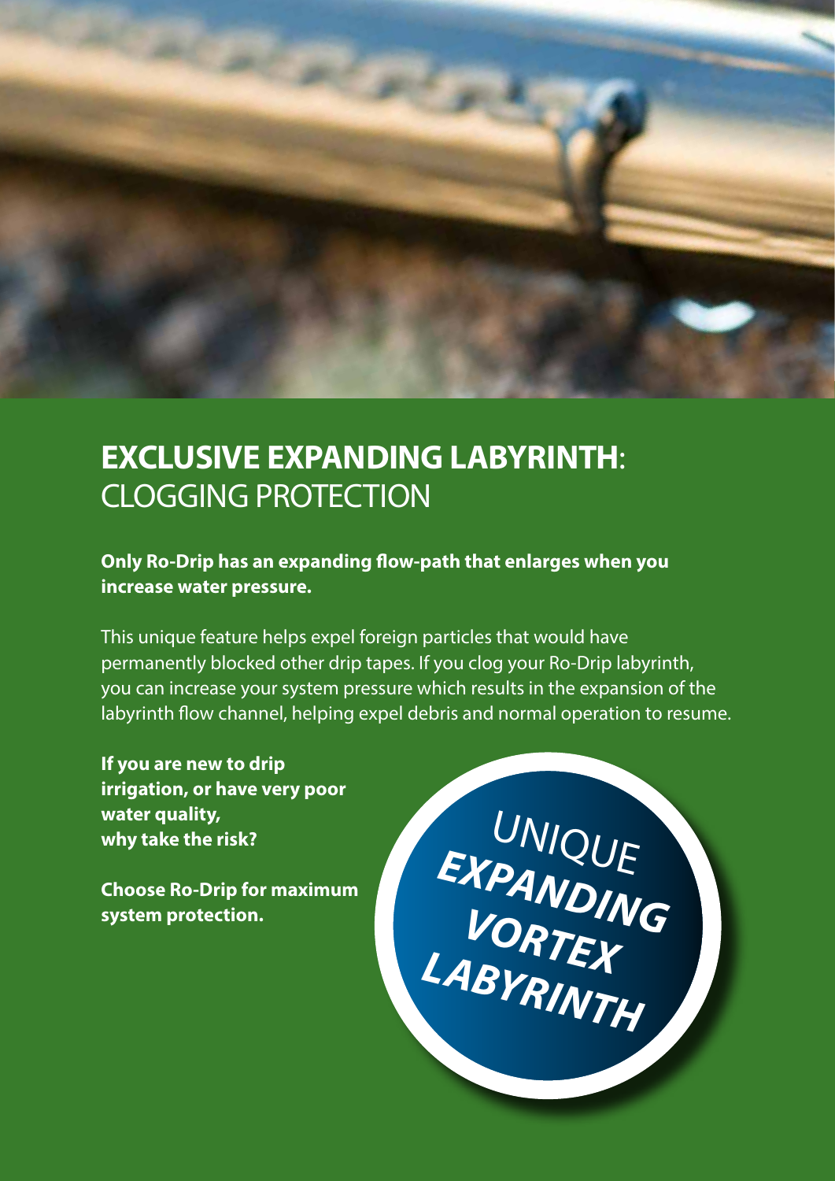## **EXCLUSIVE EXPANDING LABYRINTH**: CLOGGING PROTECTION

**Only Ro-Drip has an expanding flow-path that enlarges when you increase water pressure.**

This unique feature helps expel foreign particles that would have permanently blocked other drip tapes. If you clog your Ro-Drip labyrinth, you can increase your system pressure which results in the expansion of the labyrinth flow channel, helping expel debris and normal operation to resume.

**If you are new to drip irrigation, or have very poor water quality, why take the risk?**

**Choose Ro-Drip for maximum system protection.**

UNIQUE **EXPANDING VORTEX LABYRINTH**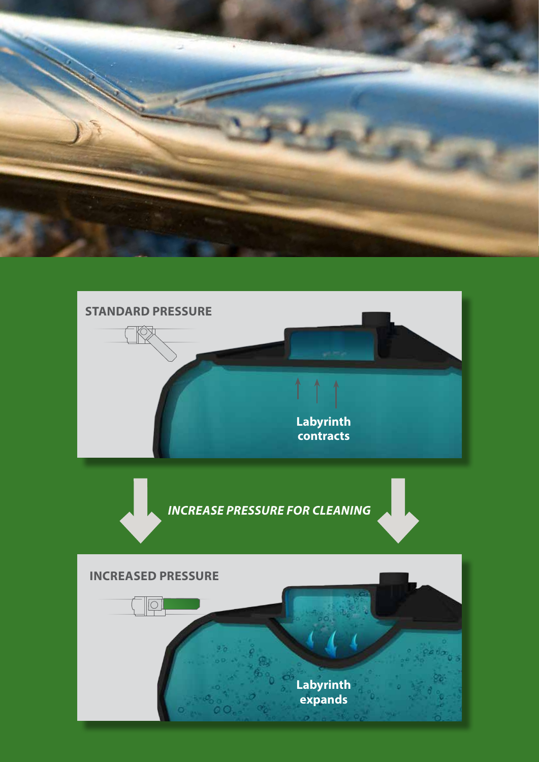STANDARD PRESSURE

Labyrinth contracts

*INCREASE PRESSURE FOR CLEANING*

INCREASED PRESSURE

Labyrinth expands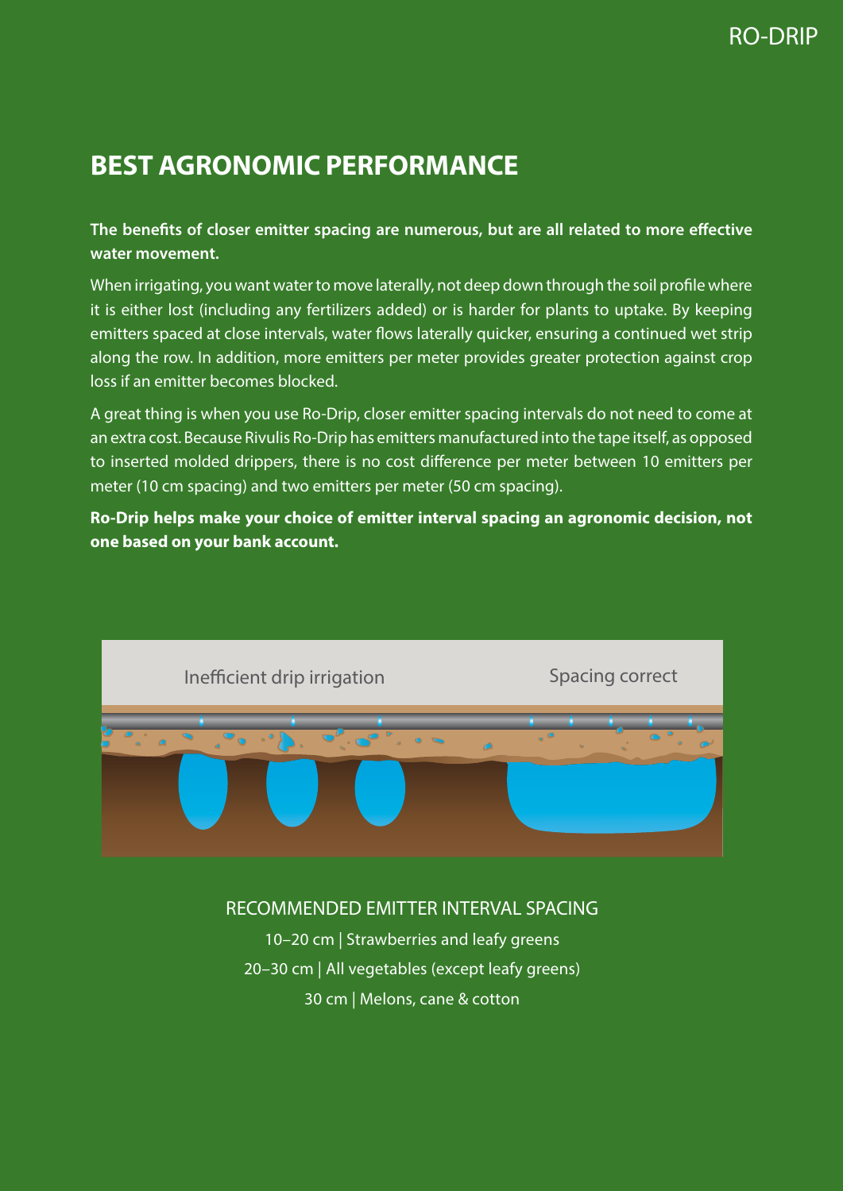## BEST AGRONOMIC PERFORMANCE

**The benefits of closer emitter spacing are numerous, but are all related to more effective water movement.**

When irrigating, you want water to move laterally, not deep down through the soil profile where it is either lost (including any fertilizers added) or is harder for plants to uptake. By keeping emitters spaced at close intervals, water flows laterally quicker, ensuring a continued wet strip along the row. In addition, more emitters per meter provides greater protection against crop loss if an emitter becomes blocked.

A great thing is when you use Ro-Drip, closer emitter spacing intervals do not need to come at an extra cost. Because Rivulis Ro-Drip has emitters manufactured into the tape itself, as opposed to inserted molded drippers, there is no cost difference per meter between 10 emitters per meter (10 cm spacing) and two emitters per meter (50 cm spacing).

**Ro-Drip helps make your choice of emitter interval spacing an agronomic decision, not one based on your bank account.**

Inefficient drip irrigation

Spacing correct

RECOMMENDED EMITTER INTERVAL SPACING

10–20 cm | Strawberries and leafy greens

20–30 cm | All vegetables (except leafy greens)

30 cm | Melons, cane & cotton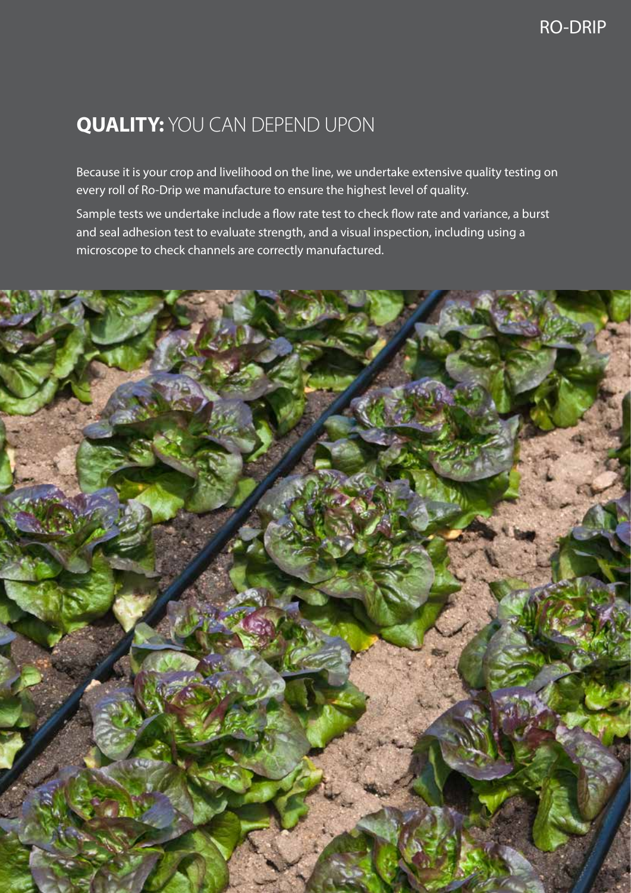## **QUALITY:** YOU CAN DEPEND UPON

Because it is your crop and livelihood on the line, we undertake extensive quality testing on every roll of Ro-Drip we manufacture to ensure the highest level of quality.

Sample tests we undertake include a flow rate test to check flow rate and variance, a burst and seal adhesion test to evaluate strength, and a visual inspection, including using a microscope to check channels are correctly manufactured.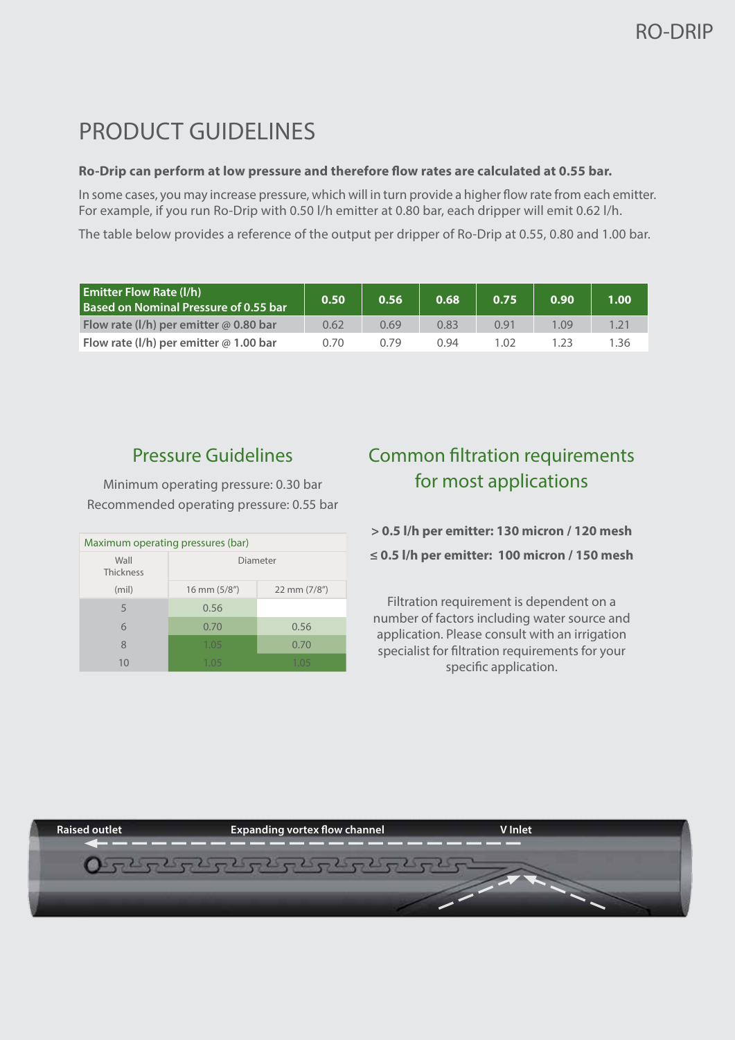# PRODUCT GUIDELINES

**Ro-Drip can perform at low pressure and therefore flow rates are calculated at 0.55 bar.**

In some cases, you may increase pressure, which will in turn provide a higher flow rate from each emitter. For example, if you run Ro-Drip with 0.50 l/h emitter at 0.80 bar, each dripper will emit 0.62 l/h.

The table below provides a reference of the output per dripper of Ro-Drip at 0.55, 0.80 and 1.00 bar.

| Emitter Flow Rate (l/h) Based on Nominal Pressure of 0.55 bar | 0.50 | 0.56 | 0.68 | 0.75 | 0.90 | 1.00 |
|---|---|---|---|---|---|---|
| **Flow rate (l/h) per emitter @ 0.80 bar** | 0.62 | 0.69 | 0.83 | 0.91 | 1.09 | 1.21 |
| **Flow rate (l/h) per emitter @ 1.00 bar** | 0.70 | 0.79 | 0.94 | 1.02 | 1.23 | 1.36 |

## Pressure Guidelines

Minimum operating pressure: 0.30 bar
Recommended operating pressure: 0.55 bar

| Maximum operating pressures (bar) | | |
|---|---|---|
| Wall Thickness | Diameter | |
| (mil) | 16 mm (5/8") | 22 mm (7/8") |
| 5 | 0.56 | |
| 6 | 0.70 | 0.56 |
| 8 | 1.05 | 0.70 |
| 10 | 1.05 | 1.05 |

## Common filtration requirements for most applications

**> 0.5 l/h per emitter: 130 micron / 120 mesh**

**≤ 0.5 l/h per emitter: 100 micron / 150 mesh**

Filtration requirement is dependent on a number of factors including water source and application. Please consult with an irrigation specialist for filtration requirements for your specific application.

**Raised outlet** **Expanding vortex flow channel** **V Inlet**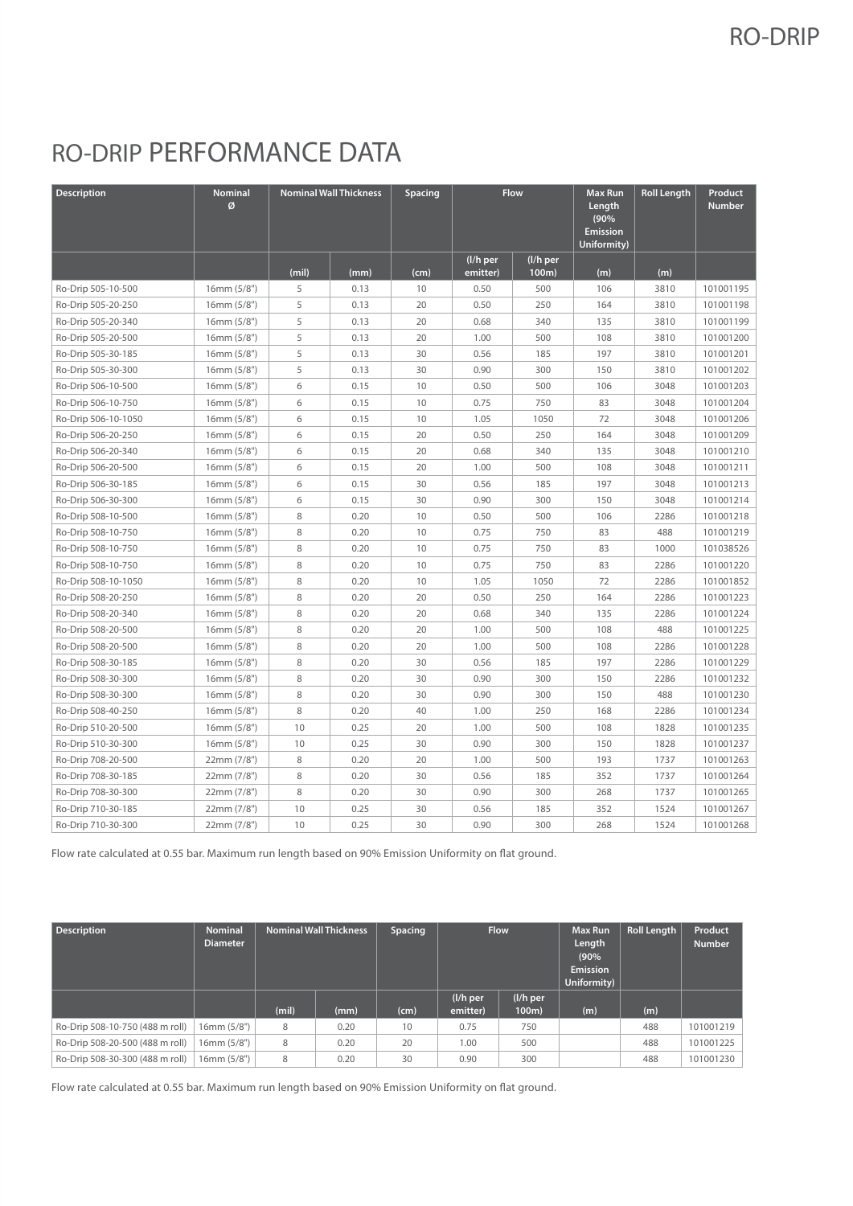# RO-DRIP PERFORMANCE DATA

| Description | Nominal Ø | Nominal Wall Thickness | | Spacing | Flow | | Max Run Length (90% Emission Uniformity) | Roll Length | Product Number |
|---|---|---|---|---|---|---|---|---|---|
| | | (mil) | (mm) | (cm) | (l/h per emitter) | (l/h per 100m) | (m) | (m) | |
| Ro-Drip 505-10-500 | 16mm (5/8") | 5 | 0.13 | 10 | 0.50 | 500 | 106 | 3810 | 101001195 |
| Ro-Drip 505-20-250 | 16mm (5/8") | 5 | 0.13 | 20 | 0.50 | 250 | 164 | 3810 | 101001198 |
| Ro-Drip 505-20-340 | 16mm (5/8") | 5 | 0.13 | 20 | 0.68 | 340 | 135 | 3810 | 101001199 |
| Ro-Drip 505-20-500 | 16mm (5/8") | 5 | 0.13 | 20 | 1.00 | 500 | 108 | 3810 | 101001200 |
| Ro-Drip 505-30-185 | 16mm (5/8") | 5 | 0.13 | 30 | 0.56 | 185 | 197 | 3810 | 101001201 |
| Ro-Drip 505-30-300 | 16mm (5/8") | 5 | 0.13 | 30 | 0.90 | 300 | 150 | 3810 | 101001202 |
| Ro-Drip 506-10-500 | 16mm (5/8") | 6 | 0.15 | 10 | 0.50 | 500 | 106 | 3048 | 101001203 |
| Ro-Drip 506-10-750 | 16mm (5/8") | 6 | 0.15 | 10 | 0.75 | 750 | 83 | 3048 | 101001204 |
| Ro-Drip 506-10-1050 | 16mm (5/8") | 6 | 0.15 | 10 | 1.05 | 1050 | 72 | 3048 | 101001206 |
| Ro-Drip 506-20-250 | 16mm (5/8") | 6 | 0.15 | 20 | 0.50 | 250 | 164 | 3048 | 101001209 |
| Ro-Drip 506-20-340 | 16mm (5/8") | 6 | 0.15 | 20 | 0.68 | 340 | 135 | 3048 | 101001210 |
| Ro-Drip 506-20-500 | 16mm (5/8") | 6 | 0.15 | 20 | 1.00 | 500 | 108 | 3048 | 101001211 |
| Ro-Drip 506-30-185 | 16mm (5/8") | 6 | 0.15 | 30 | 0.56 | 185 | 197 | 3048 | 101001213 |
| Ro-Drip 506-30-300 | 16mm (5/8") | 6 | 0.15 | 30 | 0.90 | 300 | 150 | 3048 | 101001214 |
| Ro-Drip 508-10-500 | 16mm (5/8") | 8 | 0.20 | 10 | 0.50 | 500 | 106 | 2286 | 101001218 |
| Ro-Drip 508-10-750 | 16mm (5/8") | 8 | 0.20 | 10 | 0.75 | 750 | 83 | 488 | 101001219 |
| Ro-Drip 508-10-750 | 16mm (5/8") | 8 | 0.20 | 10 | 0.75 | 750 | 83 | 1000 | 101038526 |
| Ro-Drip 508-10-750 | 16mm (5/8") | 8 | 0.20 | 10 | 0.75 | 750 | 83 | 2286 | 101001220 |
| Ro-Drip 508-10-1050 | 16mm (5/8") | 8 | 0.20 | 10 | 1.05 | 1050 | 72 | 2286 | 101001852 |
| Ro-Drip 508-20-250 | 16mm (5/8") | 8 | 0.20 | 20 | 0.50 | 250 | 164 | 2286 | 101001223 |
| Ro-Drip 508-20-340 | 16mm (5/8") | 8 | 0.20 | 20 | 0.68 | 340 | 135 | 2286 | 101001224 |
| Ro-Drip 508-20-500 | 16mm (5/8") | 8 | 0.20 | 20 | 1.00 | 500 | 108 | 488 | 101001225 |
| Ro-Drip 508-20-500 | 16mm (5/8") | 8 | 0.20 | 20 | 1.00 | 500 | 108 | 2286 | 101001228 |
| Ro-Drip 508-30-185 | 16mm (5/8") | 8 | 0.20 | 30 | 0.56 | 185 | 197 | 2286 | 101001229 |
| Ro-Drip 508-30-300 | 16mm (5/8") | 8 | 0.20 | 30 | 0.90 | 300 | 150 | 2286 | 101001232 |
| Ro-Drip 508-30-300 | 16mm (5/8") | 8 | 0.20 | 30 | 0.90 | 300 | 150 | 488 | 101001230 |
| Ro-Drip 508-40-250 | 16mm (5/8") | 8 | 0.20 | 40 | 1.00 | 250 | 168 | 2286 | 101001234 |
| Ro-Drip 510-20-500 | 16mm (5/8") | 10 | 0.25 | 20 | 1.00 | 500 | 108 | 1828 | 101001235 |
| Ro-Drip 510-30-300 | 16mm (5/8") | 10 | 0.25 | 30 | 0.90 | 300 | 150 | 1828 | 101001237 |
| Ro-Drip 708-20-500 | 22mm (7/8") | 8 | 0.20 | 20 | 1.00 | 500 | 193 | 1737 | 101001263 |
| Ro-Drip 708-30-185 | 22mm (7/8") | 8 | 0.20 | 30 | 0.56 | 185 | 352 | 1737 | 101001264 |
| Ro-Drip 708-30-300 | 22mm (7/8") | 8 | 0.20 | 30 | 0.90 | 300 | 268 | 1737 | 101001265 |
| Ro-Drip 710-30-185 | 22mm (7/8") | 10 | 0.25 | 30 | 0.56 | 185 | 352 | 1524 | 101001267 |
| Ro-Drip 710-30-300 | 22mm (7/8") | 10 | 0.25 | 30 | 0.90 | 300 | 268 | 1524 | 101001268 |

Flow rate calculated at 0.55 bar. Maximum run length based on 90% Emission Uniformity on flat ground.

| Description | Nominal Diameter | Nominal Wall Thickness | | Spacing | Flow | | Max Run Length (90% Emission Uniformity) | Roll Length | Product Number |
|---|---|---|---|---|---|---|---|---|---|
| | | (mil) | (mm) | (cm) | (l/h per emitter) | (l/h per 100m) | (m) | (m) | |
| Ro-Drip 508-10-750 (488 m roll) | 16mm (5/8") | 8 | 0.20 | 10 | 0.75 | 750 | | 488 | 101001219 |
| Ro-Drip 508-20-500 (488 m roll) | 16mm (5/8") | 8 | 0.20 | 20 | 1.00 | 500 | | 488 | 101001225 |
| Ro-Drip 508-30-300 (488 m roll) | 16mm (5/8") | 8 | 0.20 | 30 | 0.90 | 300 | | 488 | 101001230 |

Flow rate calculated at 0.55 bar. Maximum run length based on 90% Emission Uniformity on flat ground.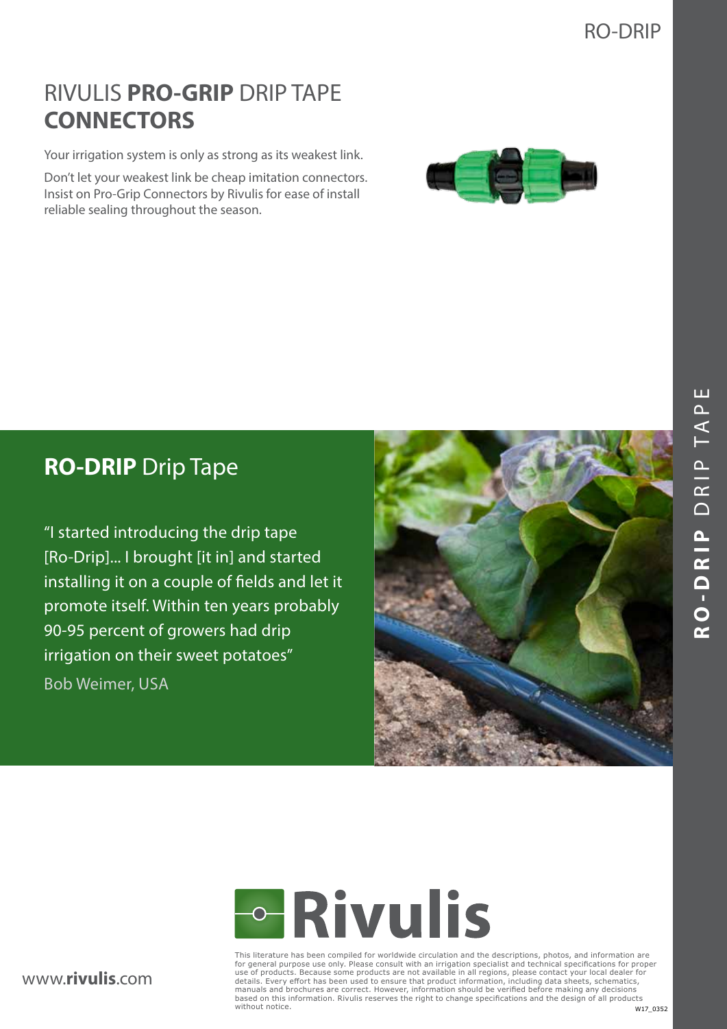# RIVULIS **PRO-GRIP** DRIP TAPE **CONNECTORS**

Your irrigation system is only as strong as its weakest link.

Don't let your weakest link be cheap imitation connectors. Insist on Pro-Grip Connectors by Rivulis for ease of install reliable sealing throughout the season.

## **RO-DRIP** Drip Tape

"I started introducing the drip tape [Ro-Drip]... I brought [it in] and started installing it on a couple of fields and let it promote itself. Within ten years probably 90-95 percent of growers had drip irrigation on their sweet potatoes"

Bob Weimer, USA

Rivulis

www.**rivulis**.com

This literature has been compiled for worldwide circulation and the descriptions, photos, and information are for general purpose use only. Please consult with an irrigation specialist and technical specifications for proper use of products. Because some products are not available in all regions, please contact your local dealer for details. Every effort has been used to ensure that product information, including data sheets, schematics, manuals and brochures are correct. However, information should be verified before making any decisions based on this information. Rivulis reserves the right to change specifications and the design of all products without notice.

W17_0352